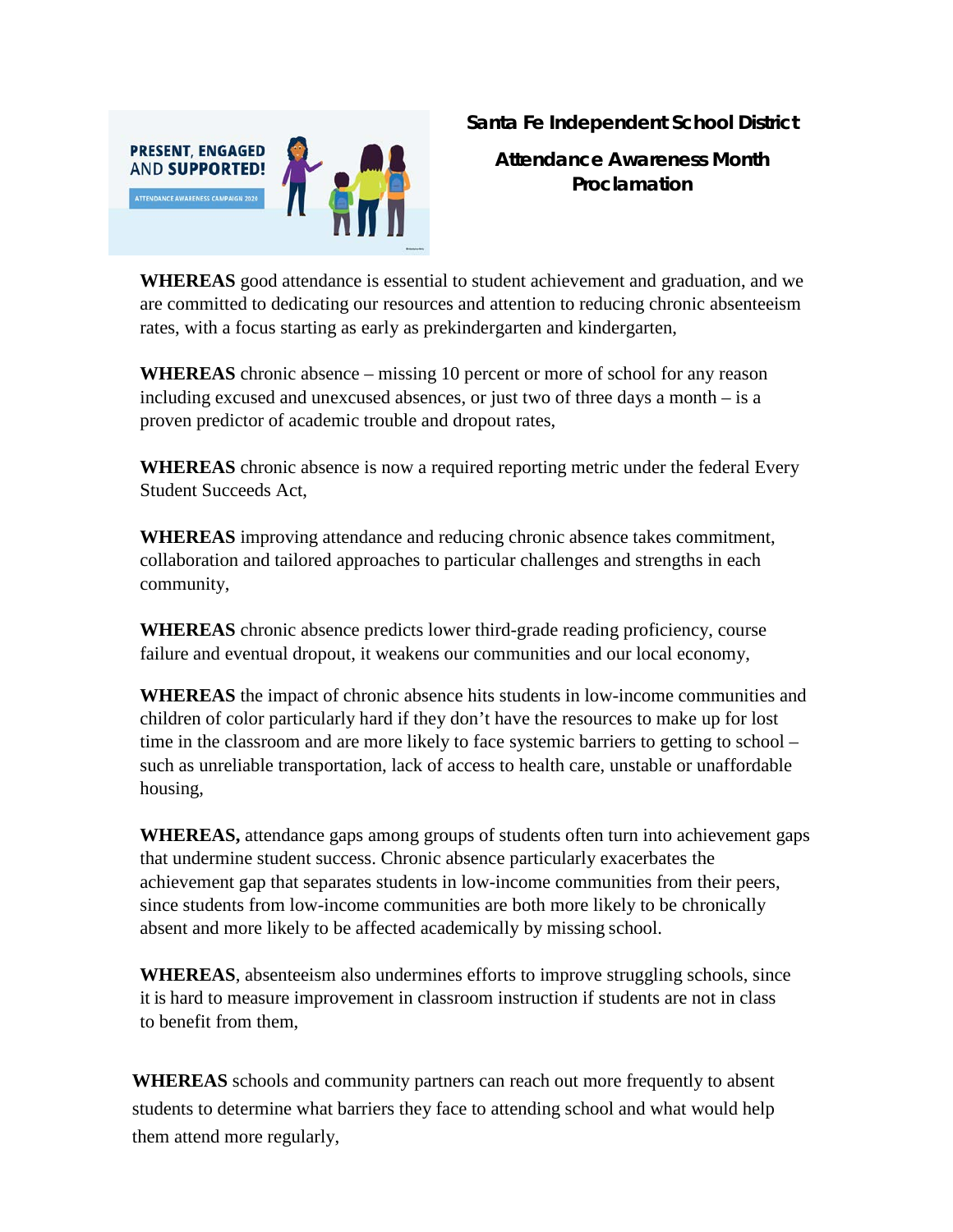**Santa Fe Independent School District**

**Attendance Awareness Month Proclamation**

**WHEREAS** good attendance is essential to student achievement and graduation, and we are committed to dedicating our resources and attention to reducing chronic absenteeism rates, with a focus starting as early as prekindergarten and kindergarten,

**WHEREAS** chronic absence – missing 10 percent or more of school for any reason including excused and unexcused absences, or just two of three days a month – is a proven predictor of academic trouble and dropout rates,

**WHEREAS** chronic absence is now a required reporting metric under the federal Every Student Succeeds Act,

**WHEREAS** improving attendance and reducing chronic absence takes commitment, collaboration and tailored approaches to particular challenges and strengths in each community,

**WHEREAS** chronic absence predicts lower third-grade reading proficiency, course failure and eventual dropout, it weakens our communities and our local economy,

**WHEREAS** the impact of chronic absence hits students in low-income communities and children of color particularly hard if they don't have the resources to make up for lost time in the classroom and are more likely to face systemic barriers to getting to school – such as unreliable transportation, lack of access to health care, unstable or unaffordable housing,

**WHEREAS,** attendance gaps among groups of students often turn into achievement gaps that undermine student success. Chronic absence particularly exacerbates the achievement gap that separates students in low-income communities from their peers, since students from low-income communities are both more likely to be chronically absent and more likely to be affected academically by missing school.

**WHEREAS**, absenteeism also undermines efforts to improve struggling schools, since it is hard to measure improvement in classroom instruction if students are not in class to benefit from them,

**WHEREAS** schools and community partners can reach out more frequently to absent students to determine what barriers they face to attending school and what would help them attend more regularly,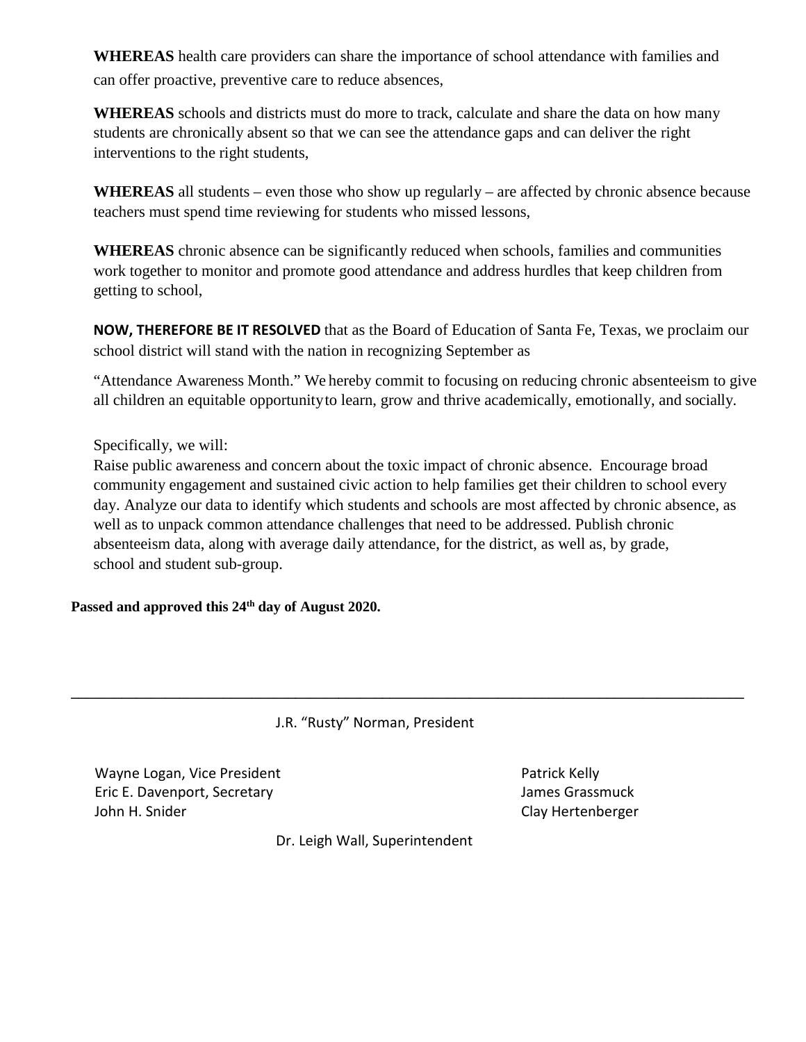**WHEREAS** health care providers can share the importance of school attendance with families and can offer proactive, preventive care to reduce absences,

**WHEREAS** schools and districts must do more to track, calculate and share the data on how many students are chronically absent so that we can see the attendance gaps and can deliver the right interventions to the right students,

**WHEREAS** all students – even those who show up regularly – are affected by chronic absence because teachers must spend time reviewing for students who missed lessons,

**WHEREAS** chronic absence can be significantly reduced when schools, families and communities work together to monitor and promote good attendance and address hurdles that keep children from getting to school,

**NOW, THEREFORE BE IT RESOLVED** that as the Board of Education of Santa Fe, Texas, we proclaim our school district will stand with the nation in recognizing September as

"Attendance Awareness Month." We hereby commit to focusing on reducing chronic absenteeism to give all children an equitable opportunity to learn, grow and thrive academically, emotionally, and socially.

Specifically, we will:
Raise public awareness and concern about the toxic impact of chronic absence. Encourage broad community engagement and sustained civic action to help families get their children to school every day. Analyze our data to identify which students and schools are most affected by chronic absence, as well as to unpack common attendance challenges that need to be addressed. Publish chronic absenteeism data, along with average daily attendance, for the district, as well as, by grade, school and student sub-group.

**Passed and approved this 24th day of August 2020.**

J.R. "Rusty" Norman, President

Wayne Logan, Vice President
Eric E. Davenport, Secretary
John H. Snider

Patrick Kelly
James Grassmuck
Clay Hertenberger

Dr. Leigh Wall, Superintendent